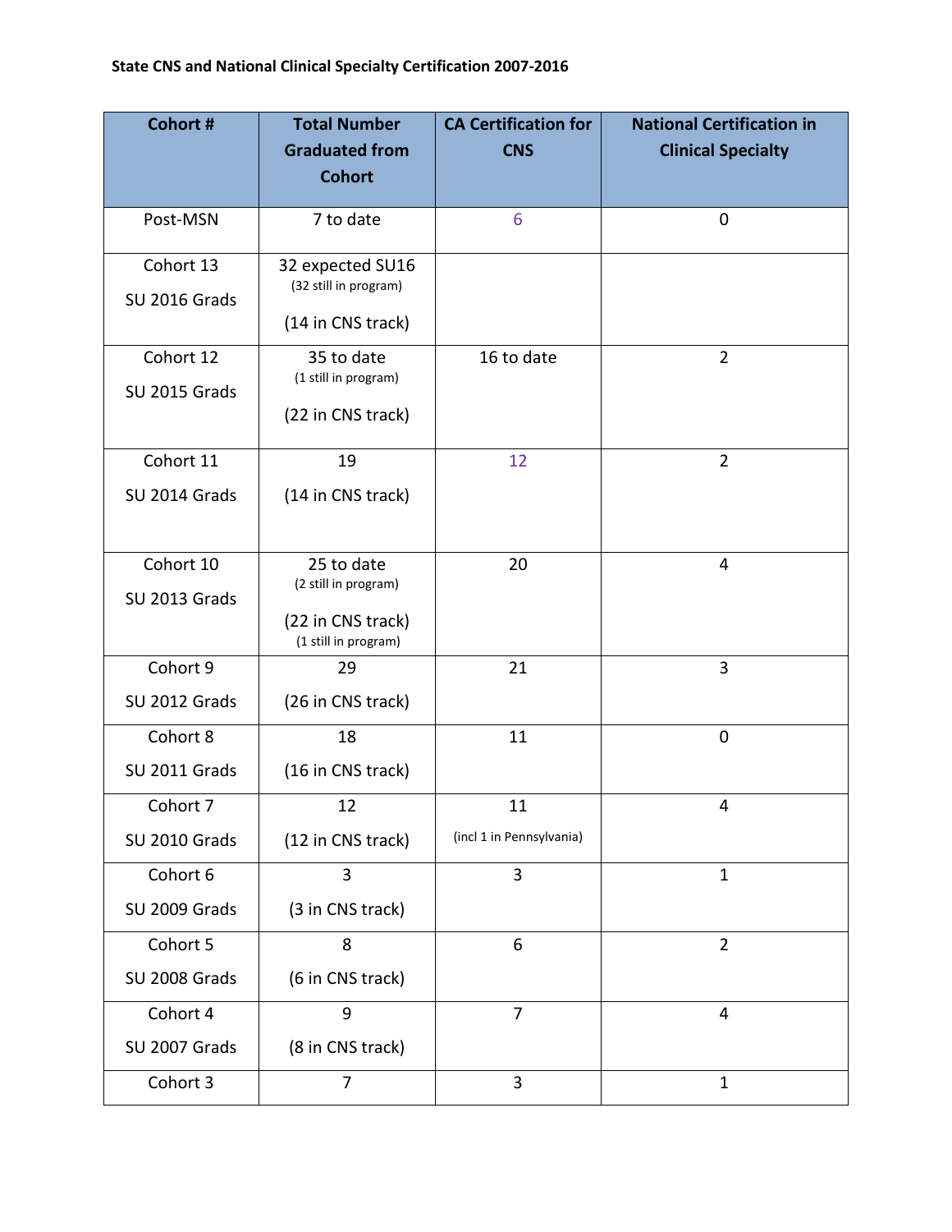**State CNS and National Clinical Specialty Certification 2007-2016**

| Cohort # | Total Number Graduated from Cohort | CA Certification for CNS | National Certification in Clinical Specialty |
|---|---|---|---|
| Post-MSN | 7 to date | 6 | 0 |
| Cohort 13<br>SU 2016 Grads | 32 expected SU16<br>(32 still in program)<br>(14 in CNS track) | | |
| Cohort 12<br>SU 2015 Grads | 35 to date<br>(1 still in program)<br>(22 in CNS track) | 16 to date | 2 |
| Cohort 11<br>SU 2014 Grads | 19<br>(14 in CNS track) | 12 | 2 |
| Cohort 10<br>SU 2013 Grads | 25 to date<br>(2 still in program)<br>(22 in CNS track)<br>(1 still in program) | 20 | 4 |
| Cohort 9<br>SU 2012 Grads | 29<br>(26 in CNS track) | 21 | 3 |
| Cohort 8<br>SU 2011 Grads | 18<br>(16 in CNS track) | 11 | 0 |
| Cohort 7<br>SU 2010 Grads | 12<br>(12 in CNS track) | 11<br>(incl 1 in Pennsylvania) | 4 |
| Cohort 6<br>SU 2009 Grads | 3<br>(3 in CNS track) | 3 | 1 |
| Cohort 5<br>SU 2008 Grads | 8<br>(6 in CNS track) | 6 | 2 |
| Cohort 4<br>SU 2007 Grads | 9<br>(8 in CNS track) | 7 | 4 |
| Cohort 3 | 7 | 3 | 1 |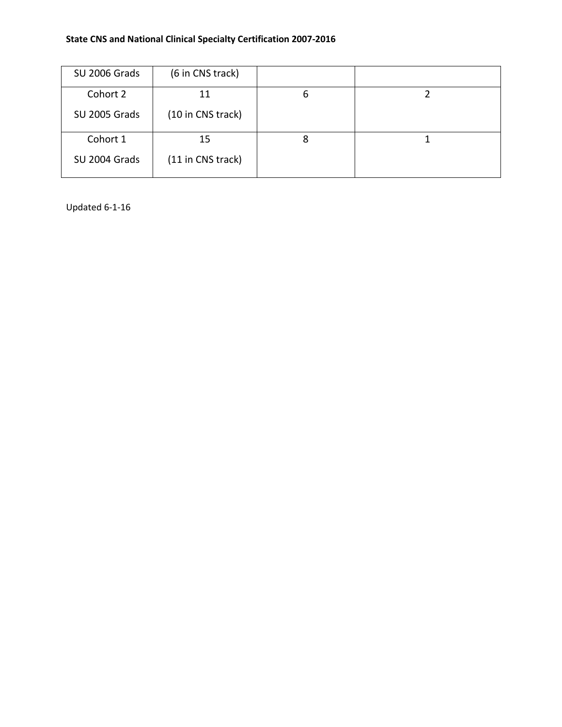**State CNS and National Clinical Specialty Certification 2007-2016**

| | | | |
|---|---|---|---|
| SU 2006 Grads | (6 in CNS track) | | |
| Cohort 2<br>SU 2005 Grads | 11<br>(10 in CNS track) | 6 | 2 |
| Cohort 1<br>SU 2004 Grads | 15<br>(11 in CNS track) | 8 | 1 |

Updated 6-1-16